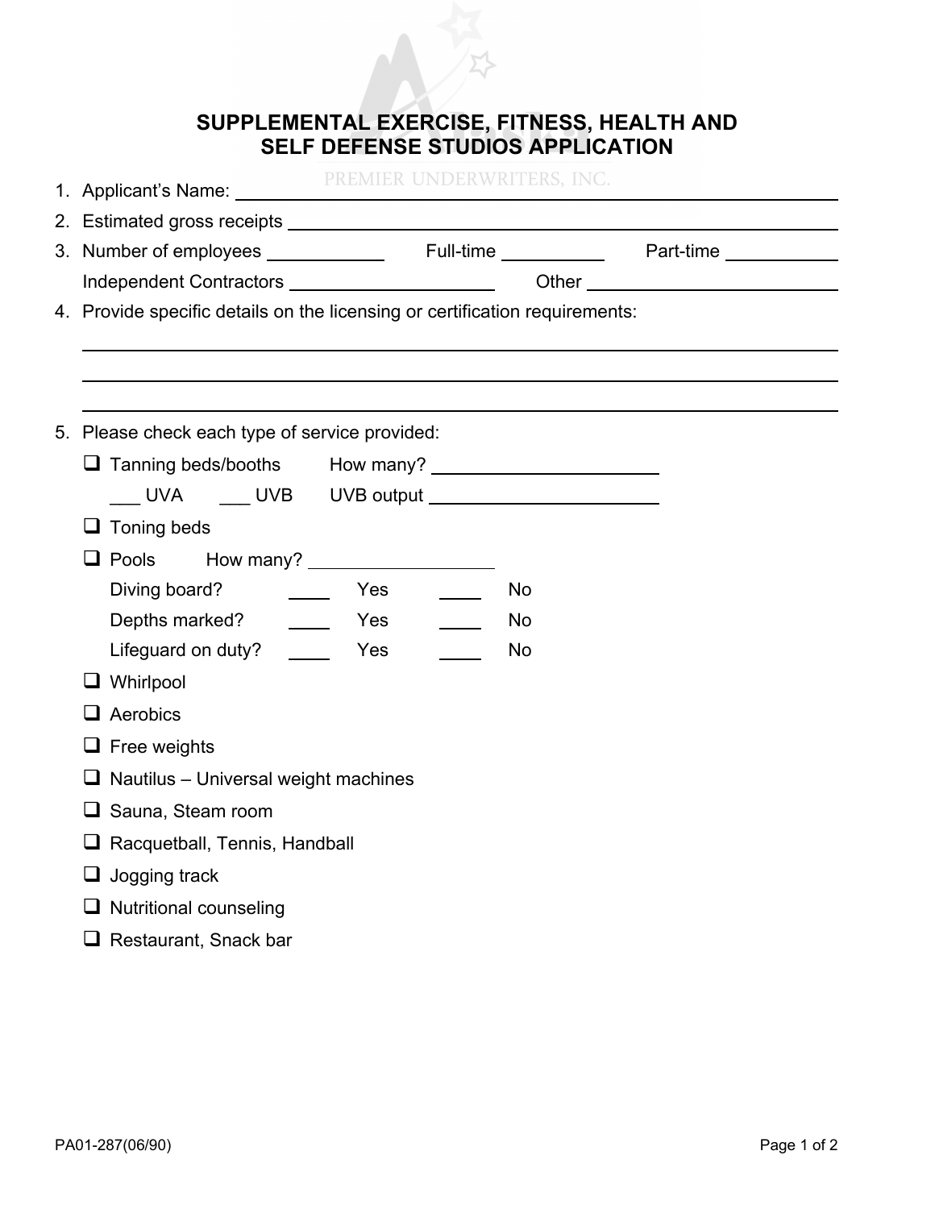# SUPPLEMENTAL EXERCISE, FITNESS, HEALTH AND SELF DEFENSE STUDIOS APPLICATION

PREMIER UNDERWRITERS, INC.

1. Applicant's Name: ______________________________
2. Estimated gross receipts ______________________________
3. Number of employees __________ Full-time __________ Part-time __________

   Independent Contractors __________ Other __________
4. Provide specific details on the licensing or certification requirements:

   ______________________________

   ______________________________

   ______________________________
5. Please check each type of service provided:
   - ☐ Tanning beds/booths How many? __________

     ___ UVA ___ UVB UVB output __________
   - ☐ Toning beds
   - ☐ Pools How many? __________

     Diving board? ____ Yes ____ No

     Depths marked? ____ Yes ____ No

     Lifeguard on duty? ____ Yes ____ No
   - ☐ Whirlpool
   - ☐ Aerobics
   - ☐ Free weights
   - ☐ Nautilus – Universal weight machines
   - ☐ Sauna, Steam room
   - ☐ Racquetball, Tennis, Handball
   - ☐ Jogging track
   - ☐ Nutritional counseling
   - ☐ Restaurant, Snack bar

PA01-287(06/90)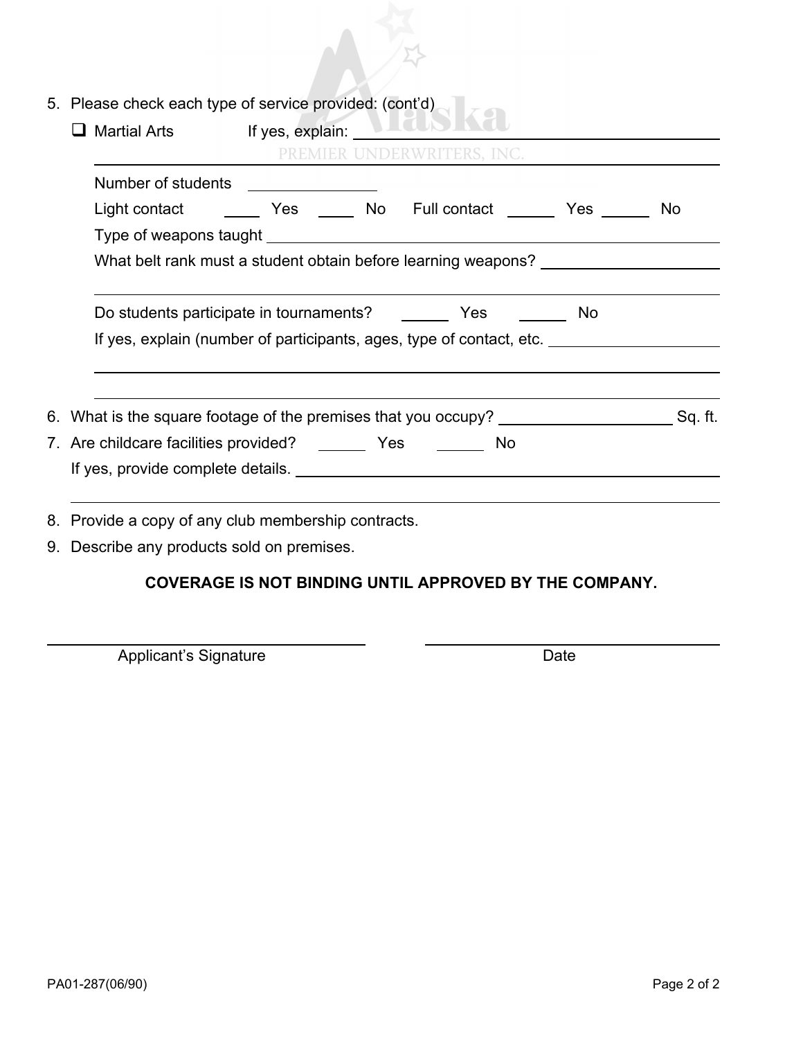5. Please check each type of service provided: (cont'd)

   ☐ Martial Arts   If yes, explain: ______________________________

   ______________________________________________________________

   Number of students ____________

   Light contact ____ Yes ____ No   Full contact _____ Yes _____ No

   Type of weapons taught ______________________________________

   What belt rank must a student obtain before learning weapons? ______________

   ______________________________________________________________

   Do students participate in tournaments? _____ Yes _____ No

   If yes, explain (number of participants, ages, type of contact, etc. ______________

   ______________________________________________________________

   ______________________________________________________________

6. What is the square footage of the premises that you occupy? ______________ Sq. ft.
7. Are childcare facilities provided? _____ Yes _____ No

   If yes, provide complete details. ______________________________________

   ______________________________________________________________

8. Provide a copy of any club membership contracts.
9. Describe any products sold on premises.

**COVERAGE IS NOT BINDING UNTIL APPROVED BY THE COMPANY.**

______________________________   ______________________________

Applicant's Signature   Date

PA01-287(06/90)